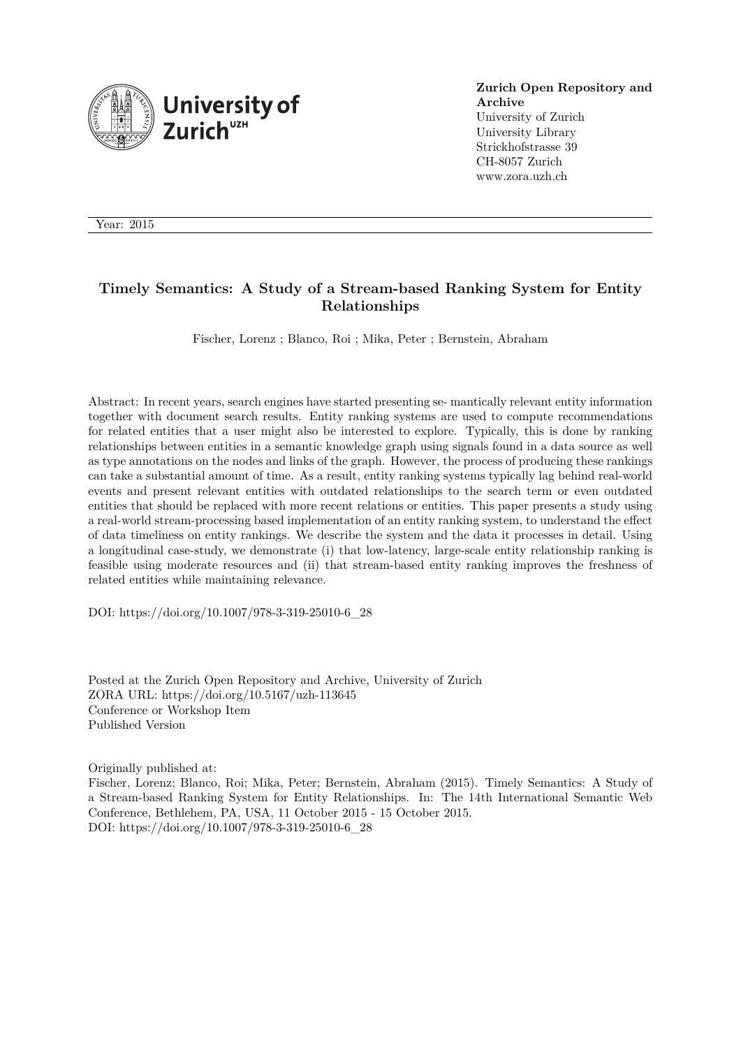**Zurich Open Repository and Archive**
University of Zurich
University Library
Strickhofstrasse 39
CH-8057 Zurich
www.zora.uzh.ch

Year: 2015

# Timely Semantics: A Study of a Stream-based Ranking System for Entity Relationships

Fischer, Lorenz ; Blanco, Roi ; Mika, Peter ; Bernstein, Abraham

Abstract: In recent years, search engines have started presenting se- mantically relevant entity information together with document search results. Entity ranking systems are used to compute recommendations for related entities that a user might also be interested to explore. Typically, this is done by ranking relationships between entities in a semantic knowledge graph using signals found in a data source as well as type annotations on the nodes and links of the graph. However, the process of producing these rankings can take a substantial amount of time. As a result, entity ranking systems typically lag behind real-world events and present relevant entities with outdated relationships to the search term or even outdated entities that should be replaced with more recent relations or entities. This paper presents a study using a real-world stream-processing based implementation of an entity ranking system, to understand the effect of data timeliness on entity rankings. We describe the system and the data it processes in detail. Using a longitudinal case-study, we demonstrate (i) that low-latency, large-scale entity relationship ranking is feasible using moderate resources and (ii) that stream-based entity ranking improves the freshness of related entities while maintaining relevance.

DOI: https://doi.org/10.1007/978-3-319-25010-6_28

Posted at the Zurich Open Repository and Archive, University of Zurich
ZORA URL: https://doi.org/10.5167/uzh-113645
Conference or Workshop Item
Published Version

Originally published at:
Fischer, Lorenz; Blanco, Roi; Mika, Peter; Bernstein, Abraham (2015). Timely Semantics: A Study of a Stream-based Ranking System for Entity Relationships. In: The 14th International Semantic Web Conference, Bethlehem, PA, USA, 11 October 2015 - 15 October 2015.
DOI: https://doi.org/10.1007/978-3-319-25010-6_28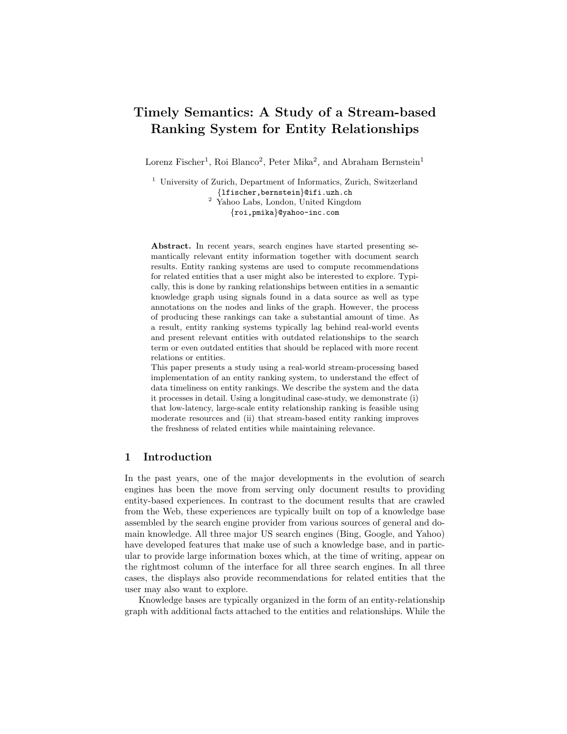# Timely Semantics: A Study of a Stream-based Ranking System for Entity Relationships

Lorenz Fischer[1], Roi Blanco[2], Peter Mika[2], and Abraham Bernstein[1]

[1] University of Zurich, Department of Informatics, Zurich, Switzerland
{lfischer,bernstein}@ifi.uzh.ch
[2] Yahoo Labs, London, United Kingdom
{roi,pmika}@yahoo-inc.com

**Abstract.** In recent years, search engines have started presenting semantically relevant entity information together with document search results. Entity ranking systems are used to compute recommendations for related entities that a user might also be interested to explore. Typically, this is done by ranking relationships between entities in a semantic knowledge graph using signals found in a data source as well as type annotations on the nodes and links of the graph. However, the process of producing these rankings can take a substantial amount of time. As a result, entity ranking systems typically lag behind real-world events and present relevant entities with outdated relationships to the search term or even outdated entities that should be replaced with more recent relations or entities.

This paper presents a study using a real-world stream-processing based implementation of an entity ranking system, to understand the effect of data timeliness on entity rankings. We describe the system and the data it processes in detail. Using a longitudinal case-study, we demonstrate (i) that low-latency, large-scale entity relationship ranking is feasible using moderate resources and (ii) that stream-based entity ranking improves the freshness of related entities while maintaining relevance.

## 1 Introduction

In the past years, one of the major developments in the evolution of search engines has been the move from serving only document results to providing entity-based experiences. In contrast to the document results that are crawled from the Web, these experiences are typically built on top of a knowledge base assembled by the search engine provider from various sources of general and domain knowledge. All three major US search engines (Bing, Google, and Yahoo) have developed features that make use of such a knowledge base, and in particular to provide large information boxes which, at the time of writing, appear on the rightmost column of the interface for all three search engines. In all three cases, the displays also provide recommendations for related entities that the user may also want to explore.

Knowledge bases are typically organized in the form of an entity-relationship graph with additional facts attached to the entities and relationships. While the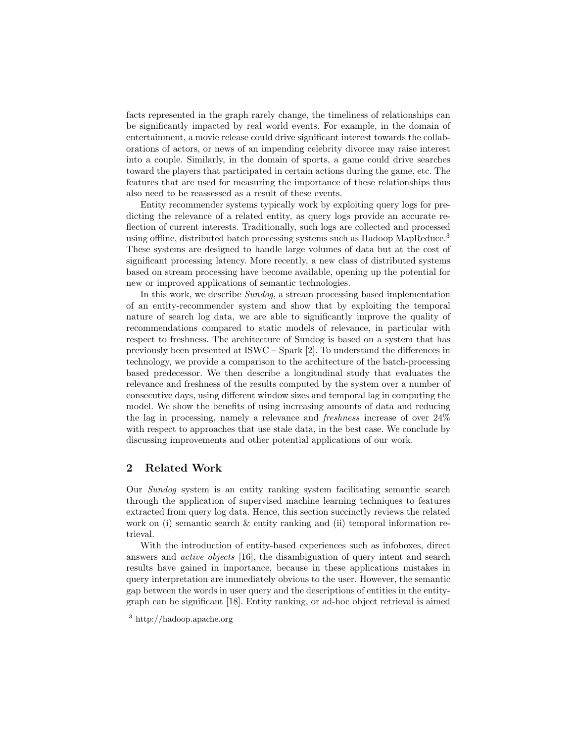facts represented in the graph rarely change, the timeliness of relationships can be significantly impacted by real world events. For example, in the domain of entertainment, a movie release could drive significant interest towards the collaborations of actors, or news of an impending celebrity divorce may raise interest into a couple. Similarly, in the domain of sports, a game could drive searches toward the players that participated in certain actions during the game, etc. The features that are used for measuring the importance of these relationships thus also need to be reassessed as a result of these events.

Entity recommender systems typically work by exploiting query logs for predicting the relevance of a related entity, as query logs provide an accurate reflection of current interests. Traditionally, such logs are collected and processed using offline, distributed batch processing systems such as Hadoop MapReduce.[3] These systems are designed to handle large volumes of data but at the cost of significant processing latency. More recently, a new class of distributed systems based on stream processing have become available, opening up the potential for new or improved applications of semantic technologies.

In this work, we describe *Sundog*, a stream processing based implementation of an entity-recommender system and show that by exploiting the temporal nature of search log data, we are able to significantly improve the quality of recommendations compared to static models of relevance, in particular with respect to freshness. The architecture of Sundog is based on a system that has previously been presented at ISWC – Spark [2]. To understand the differences in technology, we provide a comparison to the architecture of the batch-processing based predecessor. We then describe a longitudinal study that evaluates the relevance and freshness of the results computed by the system over a number of consecutive days, using different window sizes and temporal lag in computing the model. We show the benefits of using increasing amounts of data and reducing the lag in processing, namely a relevance and *freshness* increase of over 24% with respect to approaches that use stale data, in the best case. We conclude by discussing improvements and other potential applications of our work.

## 2 Related Work

Our *Sundog* system is an entity ranking system facilitating semantic search through the application of supervised machine learning techniques to features extracted from query log data. Hence, this section succinctly reviews the related work on (i) semantic search & entity ranking and (ii) temporal information retrieval.

With the introduction of entity-based experiences such as infoboxes, direct answers and *active objects* [16], the disambiguation of query intent and search results have gained in importance, because in these applications mistakes in query interpretation are immediately obvious to the user. However, the semantic gap between the words in user query and the descriptions of entities in the entity-graph can be significant [18]. Entity ranking, or ad-hoc object retrieval is aimed

[3] http://hadoop.apache.org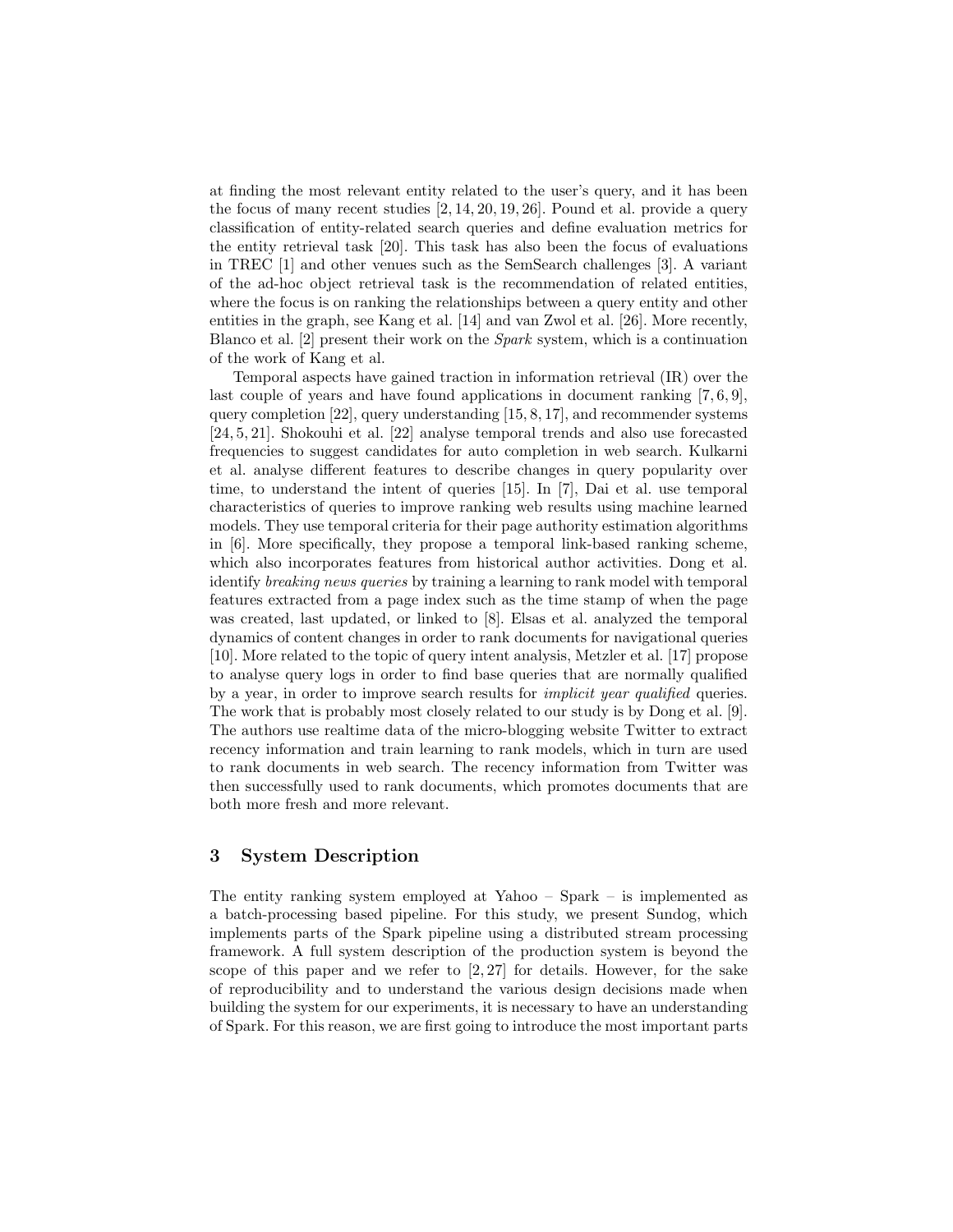at finding the most relevant entity related to the user's query, and it has been the focus of many recent studies [2, 14, 20, 19, 26]. Pound et al. provide a query classification of entity-related search queries and define evaluation metrics for the entity retrieval task [20]. This task has also been the focus of evaluations in TREC [1] and other venues such as the SemSearch challenges [3]. A variant of the ad-hoc object retrieval task is the recommendation of related entities, where the focus is on ranking the relationships between a query entity and other entities in the graph, see Kang et al. [14] and van Zwol et al. [26]. More recently, Blanco et al. [2] present their work on the *Spark* system, which is a continuation of the work of Kang et al.

Temporal aspects have gained traction in information retrieval (IR) over the last couple of years and have found applications in document ranking [7, 6, 9], query completion [22], query understanding [15, 8, 17], and recommender systems [24, 5, 21]. Shokouhi et al. [22] analyse temporal trends and also use forecasted frequencies to suggest candidates for auto completion in web search. Kulkarni et al. analyse different features to describe changes in query popularity over time, to understand the intent of queries [15]. In [7], Dai et al. use temporal characteristics of queries to improve ranking web results using machine learned models. They use temporal criteria for their page authority estimation algorithms in [6]. More specifically, they propose a temporal link-based ranking scheme, which also incorporates features from historical author activities. Dong et al. identify *breaking news queries* by training a learning to rank model with temporal features extracted from a page index such as the time stamp of when the page was created, last updated, or linked to [8]. Elsas et al. analyzed the temporal dynamics of content changes in order to rank documents for navigational queries [10]. More related to the topic of query intent analysis, Metzler et al. [17] propose to analyse query logs in order to find base queries that are normally qualified by a year, in order to improve search results for *implicit year qualified* queries. The work that is probably most closely related to our study is by Dong et al. [9]. The authors use realtime data of the micro-blogging website Twitter to extract recency information and train learning to rank models, which in turn are used to rank documents in web search. The recency information from Twitter was then successfully used to rank documents, which promotes documents that are both more fresh and more relevant.

## 3 System Description

The entity ranking system employed at Yahoo – Spark – is implemented as a batch-processing based pipeline. For this study, we present Sundog, which implements parts of the Spark pipeline using a distributed stream processing framework. A full system description of the production system is beyond the scope of this paper and we refer to [2, 27] for details. However, for the sake of reproducibility and to understand the various design decisions made when building the system for our experiments, it is necessary to have an understanding of Spark. For this reason, we are first going to introduce the most important parts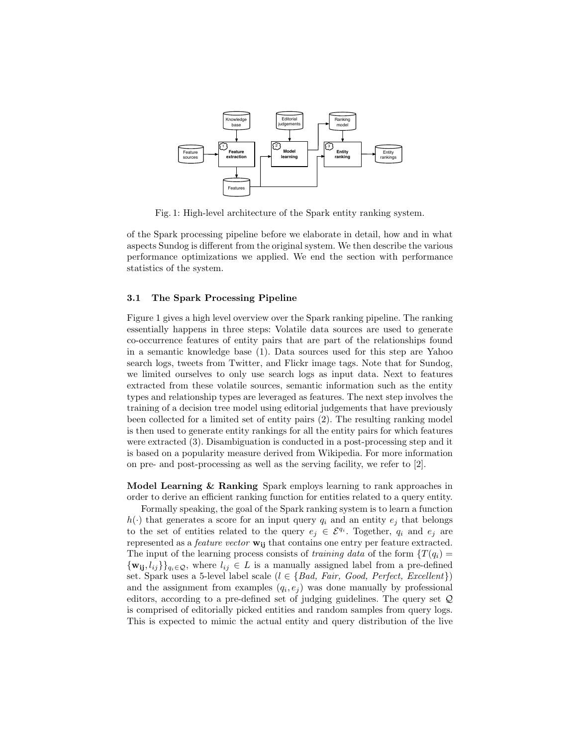Fig. 1: High-level architecture of the Spark entity ranking system.

of the Spark processing pipeline before we elaborate in detail, how and in what aspects Sundog is different from the original system. We then describe the various performance optimizations we applied. We end the section with performance statistics of the system.

### 3.1 The Spark Processing Pipeline

Figure 1 gives a high level overview over the Spark ranking pipeline. The ranking essentially happens in three steps: Volatile data sources are used to generate co-occurrence features of entity pairs that are part of the relationships found in a semantic knowledge base (1). Data sources used for this step are Yahoo search logs, tweets from Twitter, and Flickr image tags. Note that for Sundog, we limited ourselves to only use search logs as input data. Next to features extracted from these volatile sources, semantic information such as the entity types and relationship types are leveraged as features. The next step involves the training of a decision tree model using editorial judgements that have previously been collected for a limited set of entity pairs (2). The resulting ranking model is then used to generate entity rankings for all the entity pairs for which features were extracted (3). Disambiguation is conducted in a post-processing step and it is based on a popularity measure derived from Wikipedia. For more information on pre- and post-processing as well as the serving facility, we refer to [2].

**Model Learning & Ranking** Spark employs learning to rank approaches in order to derive an efficient ranking function for entities related to a query entity.

Formally speaking, the goal of the Spark ranking system is to learn a function $h(\cdot)$ that generates a score for an input query $q_i$ and an entity $e_j$ that belongs to the set of entities related to the query $e_j \in \mathcal{E}^{q_i}$. Together, $q_i$ and $e_j$ are represented as a *feature vector* $\mathbf{w_{ij}}$ that contains one entry per feature extracted. The input of the learning process consists of *training data* of the form $\{T(q_i) = \{\mathbf{w_{ij}}, l_{ij}\}\}_{q_i \in \mathcal{Q}}$, where $l_{ij} \in L$ is a manually assigned label from a pre-defined set. Spark uses a 5-level label scale ($l \in \{Bad, Fair, Good, Perfect, Excellent\}$) and the assignment from examples $(q_i, e_j)$ was done manually by professional editors, according to a pre-defined set of judging guidelines. The query set $\mathcal{Q}$ is comprised of editorially picked entities and random samples from query logs. This is expected to mimic the actual entity and query distribution of the live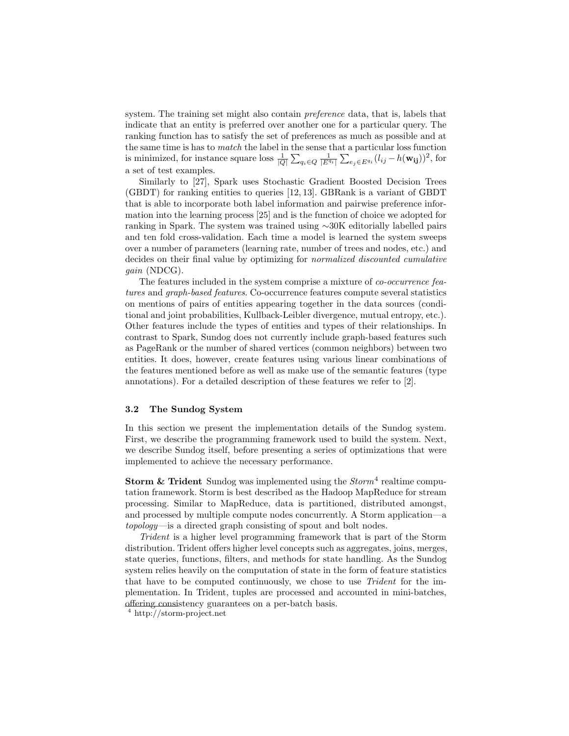system. The training set might also contain *preference* data, that is, labels that indicate that an entity is preferred over another one for a particular query. The ranking function has to satisfy the set of preferences as much as possible and at the same time is has to *match* the label in the sense that a particular loss function is minimized, for instance square loss $\frac{1}{|Q|}\sum_{q_i \in Q}\frac{1}{|E^{q_i}|}\sum_{e_j \in E^{q_i}}(l_{ij} - h(\mathbf{w_{ij}}))^2$, for a set of test examples.

Similarly to [27], Spark uses Stochastic Gradient Boosted Decision Trees (GBDT) for ranking entities to queries [12, 13]. GBRank is a variant of GBDT that is able to incorporate both label information and pairwise preference information into the learning process [25] and is the function of choice we adopted for ranking in Spark. The system was trained using ∼30K editorially labelled pairs and ten fold cross-validation. Each time a model is learned the system sweeps over a number of parameters (learning rate, number of trees and nodes, etc.) and decides on their final value by optimizing for *normalized discounted cumulative gain* (NDCG).

The features included in the system comprise a mixture of *co-occurrence features* and *graph-based features*. Co-occurrence features compute several statistics on mentions of pairs of entities appearing together in the data sources (conditional and joint probabilities, Kullback-Leibler divergence, mutual entropy, etc.). Other features include the types of entities and types of their relationships. In contrast to Spark, Sundog does not currently include graph-based features such as PageRank or the number of shared vertices (common neighbors) between two entities. It does, however, create features using various linear combinations of the features mentioned before as well as make use of the semantic features (type annotations). For a detailed description of these features we refer to [2].

### 3.2 The Sundog System

In this section we present the implementation details of the Sundog system. First, we describe the programming framework used to build the system. Next, we describe Sundog itself, before presenting a series of optimizations that were implemented to achieve the necessary performance.

**Storm & Trident** Sundog was implemented using the *Storm*[4] realtime computation framework. Storm is best described as the Hadoop MapReduce for stream processing. Similar to MapReduce, data is partitioned, distributed amongst, and processed by multiple compute nodes concurrently. A Storm application—a *topology*—is a directed graph consisting of spout and bolt nodes.

*Trident* is a higher level programming framework that is part of the Storm distribution. Trident offers higher level concepts such as aggregates, joins, merges, state queries, functions, filters, and methods for state handling. As the Sundog system relies heavily on the computation of state in the form of feature statistics that have to be computed continuously, we chose to use *Trident* for the implementation. In Trident, tuples are processed and accounted in mini-batches, offering consistency guarantees on a per-batch basis.

[4] http://storm-project.net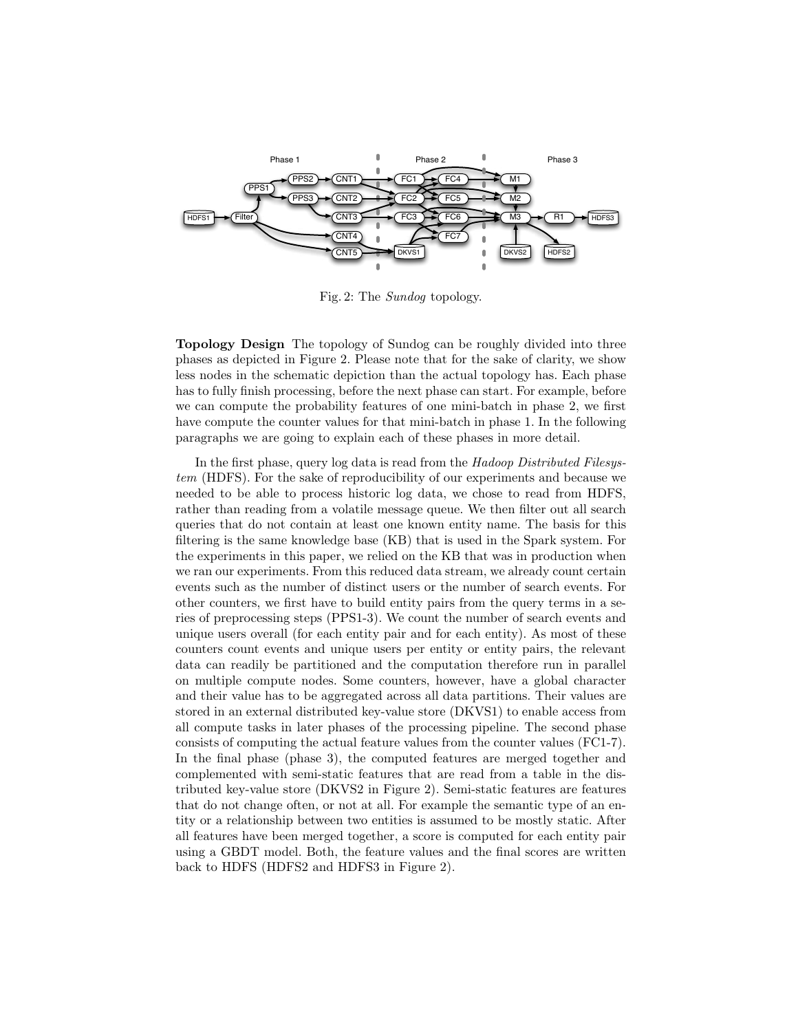Phase 1

Phase 2

Phase 3

PPS2 CNT1 FC1 FC4 M1

PPS1

PPS3 CNT2 FC2 FC5 M2

HDFS1 Filter CNT3 FC3 FC6 M3 R1 HDFS3

CNT4 FC7

CNT5 DKVS1 DKVS2 HDFS2

Fig. 2: The *Sundog* topology.

**Topology Design** The topology of Sundog can be roughly divided into three phases as depicted in Figure 2. Please note that for the sake of clarity, we show less nodes in the schematic depiction than the actual topology has. Each phase has to fully finish processing, before the next phase can start. For example, before we can compute the probability features of one mini-batch in phase 2, we first have compute the counter values for that mini-batch in phase 1. In the following paragraphs we are going to explain each of these phases in more detail.

In the first phase, query log data is read from the *Hadoop Distributed Filesystem* (HDFS). For the sake of reproducibility of our experiments and because we needed to be able to process historic log data, we chose to read from HDFS, rather than reading from a volatile message queue. We then filter out all search queries that do not contain at least one known entity name. The basis for this filtering is the same knowledge base (KB) that is used in the Spark system. For the experiments in this paper, we relied on the KB that was in production when we ran our experiments. From this reduced data stream, we already count certain events such as the number of distinct users or the number of search events. For other counters, we first have to build entity pairs from the query terms in a series of preprocessing steps (PPS1-3). We count the number of search events and unique users overall (for each entity pair and for each entity). As most of these counters count events and unique users per entity or entity pairs, the relevant data can readily be partitioned and the computation therefore run in parallel on multiple compute nodes. Some counters, however, have a global character and their value has to be aggregated across all data partitions. Their values are stored in an external distributed key-value store (DKVS1) to enable access from all compute tasks in later phases of the processing pipeline. The second phase consists of computing the actual feature values from the counter values (FC1-7). In the final phase (phase 3), the computed features are merged together and complemented with semi-static features that are read from a table in the distributed key-value store (DKVS2 in Figure 2). Semi-static features are features that do not change often, or not at all. For example the semantic type of an entity or a relationship between two entities is assumed to be mostly static. After all features have been merged together, a score is computed for each entity pair using a GBDT model. Both, the feature values and the final scores are written back to HDFS (HDFS2 and HDFS3 in Figure 2).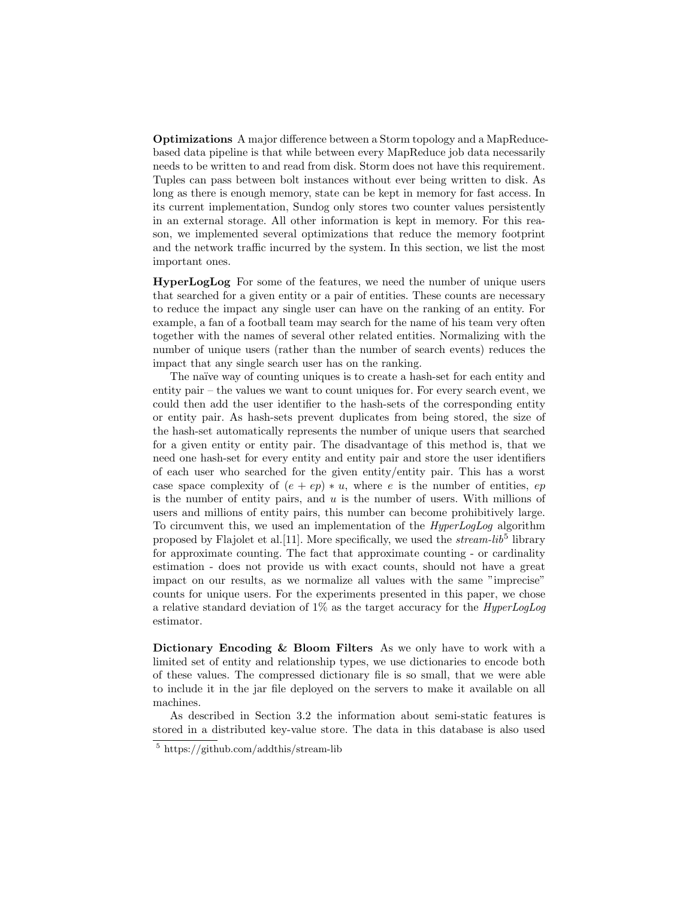**Optimizations** A major difference between a Storm topology and a MapReduce-based data pipeline is that while between every MapReduce job data necessarily needs to be written to and read from disk. Storm does not have this requirement. Tuples can pass between bolt instances without ever being written to disk. As long as there is enough memory, state can be kept in memory for fast access. In its current implementation, Sundog only stores two counter values persistently in an external storage. All other information is kept in memory. For this reason, we implemented several optimizations that reduce the memory footprint and the network traffic incurred by the system. In this section, we list the most important ones.

**HyperLogLog** For some of the features, we need the number of unique users that searched for a given entity or a pair of entities. These counts are necessary to reduce the impact any single user can have on the ranking of an entity. For example, a fan of a football team may search for the name of his team very often together with the names of several other related entities. Normalizing with the number of unique users (rather than the number of search events) reduces the impact that any single search user has on the ranking.

The naïve way of counting uniques is to create a hash-set for each entity and entity pair – the values we want to count uniques for. For every search event, we could then add the user identifier to the hash-sets of the corresponding entity or entity pair. As hash-sets prevent duplicates from being stored, the size of the hash-set automatically represents the number of unique users that searched for a given entity or entity pair. The disadvantage of this method is, that we need one hash-set for every entity and entity pair and store the user identifiers of each user who searched for the given entity/entity pair. This has a worst case space complexity of $(e + ep) * u$, where $e$ is the number of entities, $ep$ is the number of entity pairs, and $u$ is the number of users. With millions of users and millions of entity pairs, this number can become prohibitively large. To circumvent this, we used an implementation of the *HyperLogLog* algorithm proposed by Flajolet et al.[11]. More specifically, we used the *stream-lib*[5] library for approximate counting. The fact that approximate counting - or cardinality estimation - does not provide us with exact counts, should not have a great impact on our results, as we normalize all values with the same "imprecise" counts for unique users. For the experiments presented in this paper, we chose a relative standard deviation of 1% as the target accuracy for the *HyperLogLog* estimator.

**Dictionary Encoding & Bloom Filters** As we only have to work with a limited set of entity and relationship types, we use dictionaries to encode both of these values. The compressed dictionary file is so small, that we were able to include it in the jar file deployed on the servers to make it available on all machines.

As described in Section 3.2 the information about semi-static features is stored in a distributed key-value store. The data in this database is also used

[5] https://github.com/addthis/stream-lib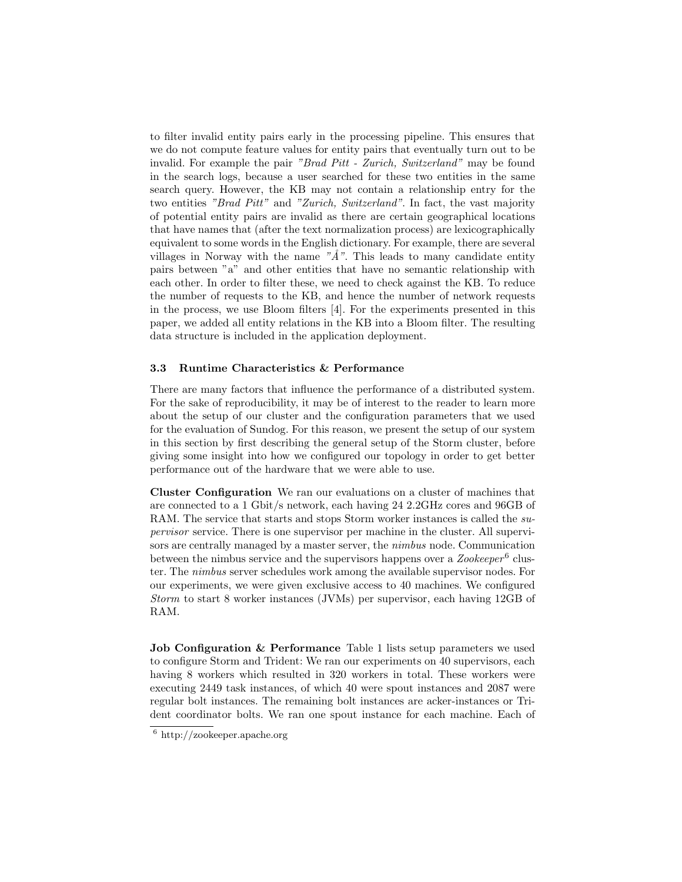to filter invalid entity pairs early in the processing pipeline. This ensures that we do not compute feature values for entity pairs that eventually turn out to be invalid. For example the pair *"Brad Pitt - Zurich, Switzerland"* may be found in the search logs, because a user searched for these two entities in the same search query. However, the KB may not contain a relationship entry for the two entities *"Brad Pitt"* and *"Zurich, Switzerland"*. In fact, the vast majority of potential entity pairs are invalid as there are certain geographical locations that have names that (after the text normalization process) are lexicographically equivalent to some words in the English dictionary. For example, there are several villages in Norway with the name *"Å"*. This leads to many candidate entity pairs between "a" and other entities that have no semantic relationship with each other. In order to filter these, we need to check against the KB. To reduce the number of requests to the KB, and hence the number of network requests in the process, we use Bloom filters [4]. For the experiments presented in this paper, we added all entity relations in the KB into a Bloom filter. The resulting data structure is included in the application deployment.

### 3.3 Runtime Characteristics & Performance

There are many factors that influence the performance of a distributed system. For the sake of reproducibility, it may be of interest to the reader to learn more about the setup of our cluster and the configuration parameters that we used for the evaluation of Sundog. For this reason, we present the setup of our system in this section by first describing the general setup of the Storm cluster, before giving some insight into how we configured our topology in order to get better performance out of the hardware that we were able to use.

**Cluster Configuration** We ran our evaluations on a cluster of machines that are connected to a 1 Gbit/s network, each having 24 2.2GHz cores and 96GB of RAM. The service that starts and stops Storm worker instances is called the *supervisor* service. There is one supervisor per machine in the cluster. All supervisors are centrally managed by a master server, the *nimbus* node. Communication between the nimbus service and the supervisors happens over a *Zookeeper*[6] cluster. The *nimbus* server schedules work among the available supervisor nodes. For our experiments, we were given exclusive access to 40 machines. We configured *Storm* to start 8 worker instances (JVMs) per supervisor, each having 12GB of RAM.

**Job Configuration & Performance** Table 1 lists setup parameters we used to configure Storm and Trident: We ran our experiments on 40 supervisors, each having 8 workers which resulted in 320 workers in total. These workers were executing 2449 task instances, of which 40 were spout instances and 2087 were regular bolt instances. The remaining bolt instances are acker-instances or Trident coordinator bolts. We ran one spout instance for each machine. Each of

[6] http://zookeeper.apache.org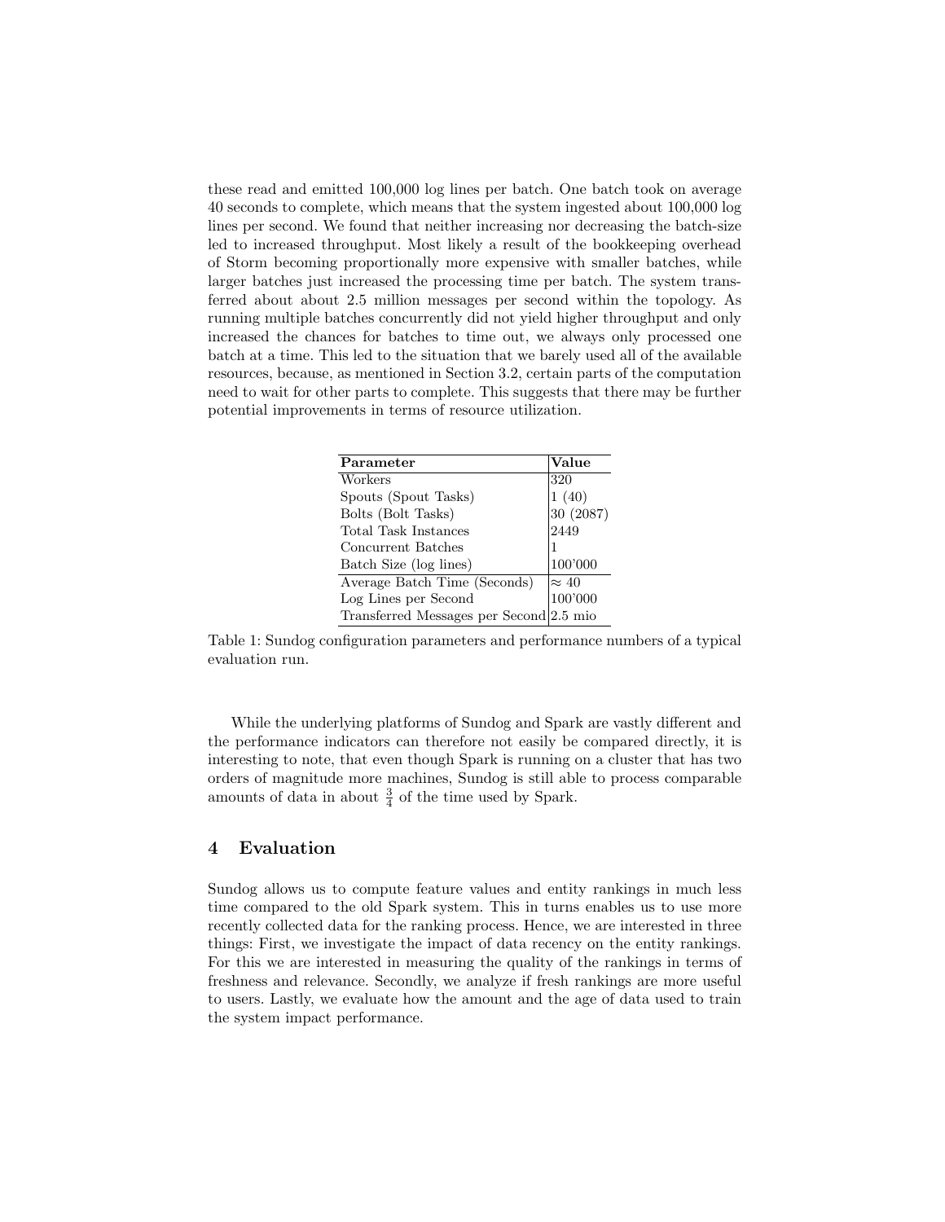these read and emitted 100,000 log lines per batch. One batch took on average 40 seconds to complete, which means that the system ingested about 100,000 log lines per second. We found that neither increasing nor decreasing the batch-size led to increased throughput. Most likely a result of the bookkeeping overhead of Storm becoming proportionally more expensive with smaller batches, while larger batches just increased the processing time per batch. The system transferred about about 2.5 million messages per second within the topology. As running multiple batches concurrently did not yield higher throughput and only increased the chances for batches to time out, we always only processed one batch at a time. This led to the situation that we barely used all of the available resources, because, as mentioned in Section 3.2, certain parts of the computation need to wait for other parts to complete. This suggests that there may be further potential improvements in terms of resource utilization.

| **Parameter** | **Value** |
|---|---|
| Workers | 320 |
| Spouts (Spout Tasks) | 1 (40) |
| Bolts (Bolt Tasks) | 30 (2087) |
| Total Task Instances | 2449 |
| Concurrent Batches | 1 |
| Batch Size (log lines) | 100'000 |
| Average Batch Time (Seconds) | $\approx 40$ |
| Log Lines per Second | 100'000 |
| Transferred Messages per Second | 2.5 mio |

Table 1: Sundog configuration parameters and performance numbers of a typical evaluation run.

While the underlying platforms of Sundog and Spark are vastly different and the performance indicators can therefore not easily be compared directly, it is interesting to note, that even though Spark is running on a cluster that has two orders of magnitude more machines, Sundog is still able to process comparable amounts of data in about $\frac{3}{4}$ of the time used by Spark.

## 4 Evaluation

Sundog allows us to compute feature values and entity rankings in much less time compared to the old Spark system. This in turns enables us to use more recently collected data for the ranking process. Hence, we are interested in three things: First, we investigate the impact of data recency on the entity rankings. For this we are interested in measuring the quality of the rankings in terms of freshness and relevance. Secondly, we analyze if fresh rankings are more useful to users. Lastly, we evaluate how the amount and the age of data used to train the system impact performance.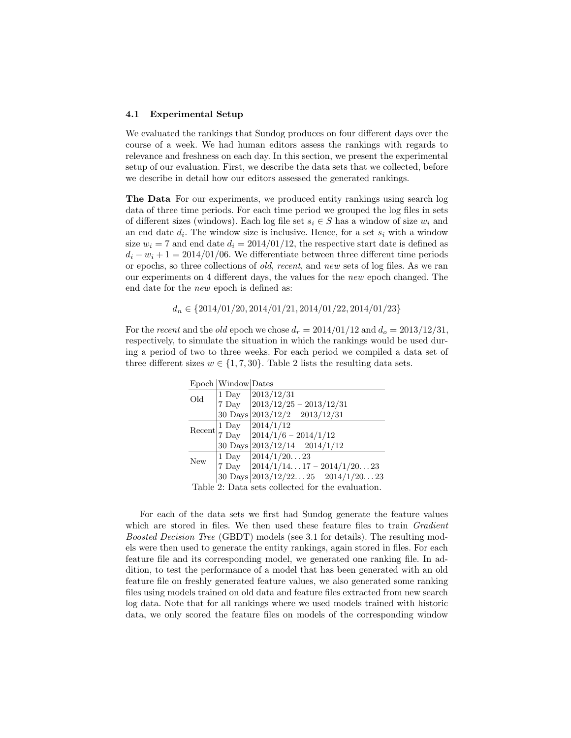### 4.1 Experimental Setup

We evaluated the rankings that Sundog produces on four different days over the course of a week. We had human editors assess the rankings with regards to relevance and freshness on each day. In this section, we present the experimental setup of our evaluation. First, we describe the data sets that we collected, before we describe in detail how our editors assessed the generated rankings.

**The Data** For our experiments, we produced entity rankings using search log data of three time periods. For each time period we grouped the log files in sets of different sizes (windows). Each log file set $s_i \in S$ has a window of size $w_i$ and an end date $d_i$. The window size is inclusive. Hence, for a set $s_i$ with a window size $w_i = 7$ and end date $d_i = 2014/01/12$, the respective start date is defined as $d_i - w_i + 1 = 2014/01/06$. We differentiate between three different time periods or epochs, so three collections of *old*, *recent*, and *new* sets of log files. As we ran our experiments on 4 different days, the values for the *new* epoch changed. The end date for the *new* epoch is defined as:

$$d_n \in \{2014/01/20, 2014/01/21, 2014/01/22, 2014/01/23\}$$

For the *recent* and the *old* epoch we chose $d_r = 2014/01/12$ and $d_o = 2013/12/31$, respectively, to simulate the situation in which the rankings would be used during a period of two to three weeks. For each period we compiled a data set of three different sizes $w \in \{1, 7, 30\}$. Table 2 lists the resulting data sets.

| Epoch | Window | Dates |
|---|---|---|
| Old | 1 Day | 2013/12/31 |
| | 7 Day | 2013/12/25 – 2013/12/31 |
| | 30 Days | 2013/12/2 – 2013/12/31 |
| Recent | 1 Day | 2014/1/12 |
| | 7 Day | 2014/1/6 – 2014/1/12 |
| | 30 Days | 2013/12/14 – 2014/1/12 |
| New | 1 Day | 2014/1/20...23 |
| | 7 Day | 2014/1/14...17 – 2014/1/20...23 |
| | 30 Days | 2013/12/22...25 – 2014/1/20...23 |

Table 2: Data sets collected for the evaluation.

For each of the data sets we first had Sundog generate the feature values which are stored in files. We then used these feature files to train *Gradient Boosted Decision Tree* (GBDT) models (see 3.1 for details). The resulting models were then used to generate the entity rankings, again stored in files. For each feature file and its corresponding model, we generated one ranking file. In addition, to test the performance of a model that has been generated with an old feature file on freshly generated feature values, we also generated some ranking files using models trained on old data and feature files extracted from new search log data. Note that for all rankings where we used models trained with historic data, we only scored the feature files on models of the corresponding window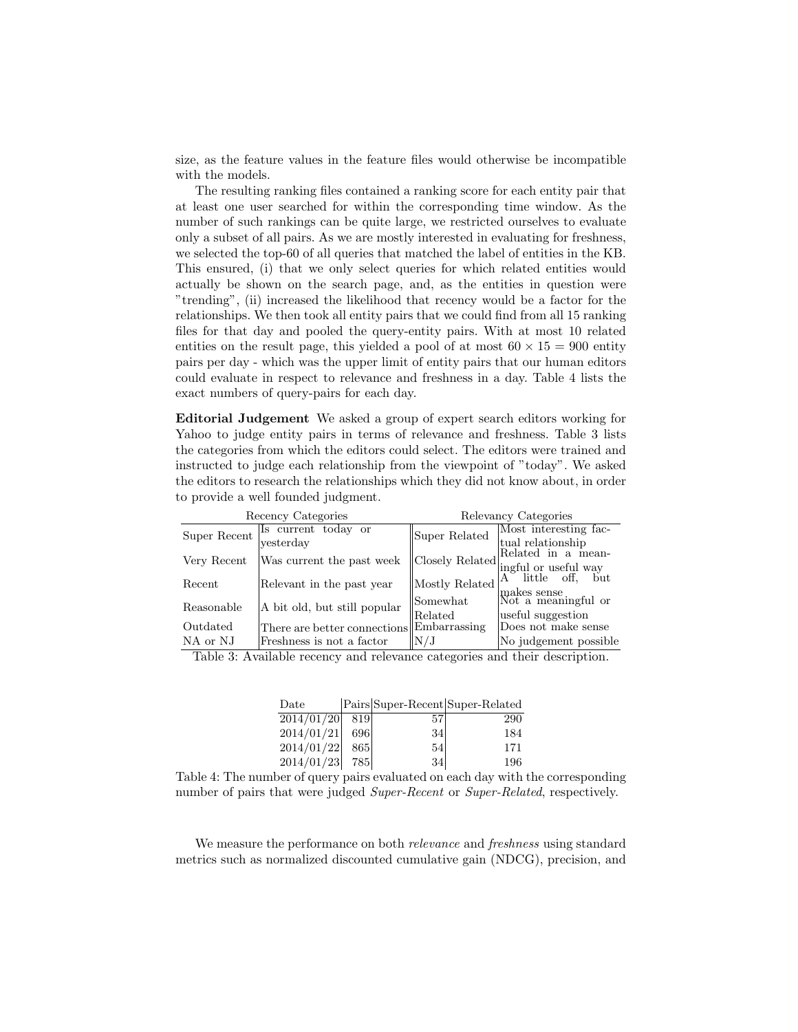size, as the feature values in the feature files would otherwise be incompatible with the models.

The resulting ranking files contained a ranking score for each entity pair that at least one user searched for within the corresponding time window. As the number of such rankings can be quite large, we restricted ourselves to evaluate only a subset of all pairs. As we are mostly interested in evaluating for freshness, we selected the top-60 of all queries that matched the label of entities in the KB. This ensured, (i) that we only select queries for which related entities would actually be shown on the search page, and, as the entities in question were "trending", (ii) increased the likelihood that recency would be a factor for the relationships. We then took all entity pairs that we could find from all 15 ranking files for that day and pooled the query-entity pairs. With at most 10 related entities on the result page, this yielded a pool of at most $60 \times 15 = 900$ entity pairs per day - which was the upper limit of entity pairs that our human editors could evaluate in respect to relevance and freshness in a day. Table 4 lists the exact numbers of query-pairs for each day.

**Editorial Judgement** We asked a group of expert search editors working for Yahoo to judge entity pairs in terms of relevance and freshness. Table 3 lists the categories from which the editors could select. The editors were trained and instructed to judge each relationship from the viewpoint of "today". We asked the editors to research the relationships which they did not know about, in order to provide a well founded judgment.

| Recency Categories | | Relevancy Categories | |
|---|---|---|---|
| Super Recent | Is current today or yesterday | Super Related | Most interesting factual relationship |
| Very Recent | Was current the past week | Closely Related | Related in a meaningful or useful way |
| Recent | Relevant in the past year | Mostly Related | A little off, but makes sense |
| Reasonable | A bit old, but still popular | Somewhat Related | Not a meaningful or useful suggestion |
| Outdated | There are better connections | Embarrassing | Does not make sense |
| NA or NJ | Freshness is not a factor | N/J | No judgement possible |

Table 3: Available recency and relevance categories and their description.

| Date | Pairs | Super-Recent | Super-Related |
|---|---|---|---|
| 2014/01/20 | 819 | 57 | 290 |
| 2014/01/21 | 696 | 34 | 184 |
| 2014/01/22 | 865 | 54 | 171 |
| 2014/01/23 | 785 | 34 | 196 |

Table 4: The number of query pairs evaluated on each day with the corresponding number of pairs that were judged *Super-Recent* or *Super-Related*, respectively.

We measure the performance on both *relevance* and *freshness* using standard metrics such as normalized discounted cumulative gain (NDCG), precision, and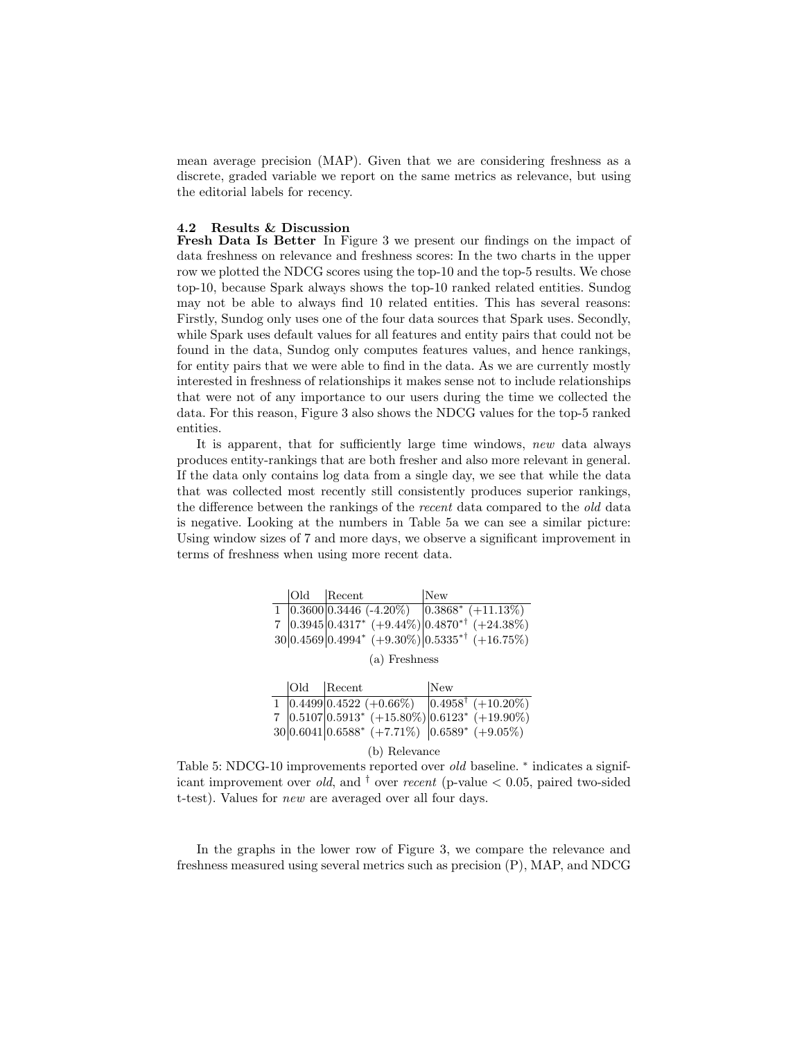mean average precision (MAP). Given that we are considering freshness as a discrete, graded variable we report on the same metrics as relevance, but using the editorial labels for recency.

### 4.2 Results & Discussion

**Fresh Data Is Better** In Figure 3 we present our findings on the impact of data freshness on relevance and freshness scores: In the two charts in the upper row we plotted the NDCG scores using the top-10 and the top-5 results. We chose top-10, because Spark always shows the top-10 ranked related entities. Sundog may not be able to always find 10 related entities. This has several reasons: Firstly, Sundog only uses one of the four data sources that Spark uses. Secondly, while Spark uses default values for all features and entity pairs that could not be found in the data, Sundog only computes features values, and hence rankings, for entity pairs that we were able to find in the data. As we are currently mostly interested in freshness of relationships it makes sense not to include relationships that were not of any importance to our users during the time we collected the data. For this reason, Figure 3 also shows the NDCG values for the top-5 ranked entities.

It is apparent, that for sufficiently large time windows, *new* data always produces entity-rankings that are both fresher and also more relevant in general. If the data only contains log data from a single day, we see that while the data that was collected most recently still consistently produces superior rankings, the difference between the rankings of the *recent* data compared to the *old* data is negative. Looking at the numbers in Table 5a we can see a similar picture: Using window sizes of 7 and more days, we observe a significant improvement in terms of freshness when using more recent data.

| | Old | Recent | New |
|---|---|---|---|
| 1 | 0.3600 | 0.3446 (-4.20%) | 0.3868* (+11.13%) |
| 7 | 0.3945 | 0.4317* (+9.44%) | 0.4870*† (+24.38%) |
| 30 | 0.4569 | 0.4994* (+9.30%) | 0.5335*† (+16.75%) |

(a) Freshness

| | Old | Recent | New |
|---|---|---|---|
| 1 | 0.4499 | 0.4522 (+0.66%) | 0.4958† (+10.20%) |
| 7 | 0.5107 | 0.5913* (+15.80%) | 0.6123* (+19.90%) |
| 30 | 0.6041 | 0.6588* (+7.71%) | 0.6589* (+9.05%) |

(b) Relevance

Table 5: NDCG-10 improvements reported over *old* baseline. * indicates a significant improvement over *old*, and † over *recent* (p-value $< 0.05$, paired two-sided t-test). Values for *new* are averaged over all four days.

In the graphs in the lower row of Figure 3, we compare the relevance and freshness measured using several metrics such as precision (P), MAP, and NDCG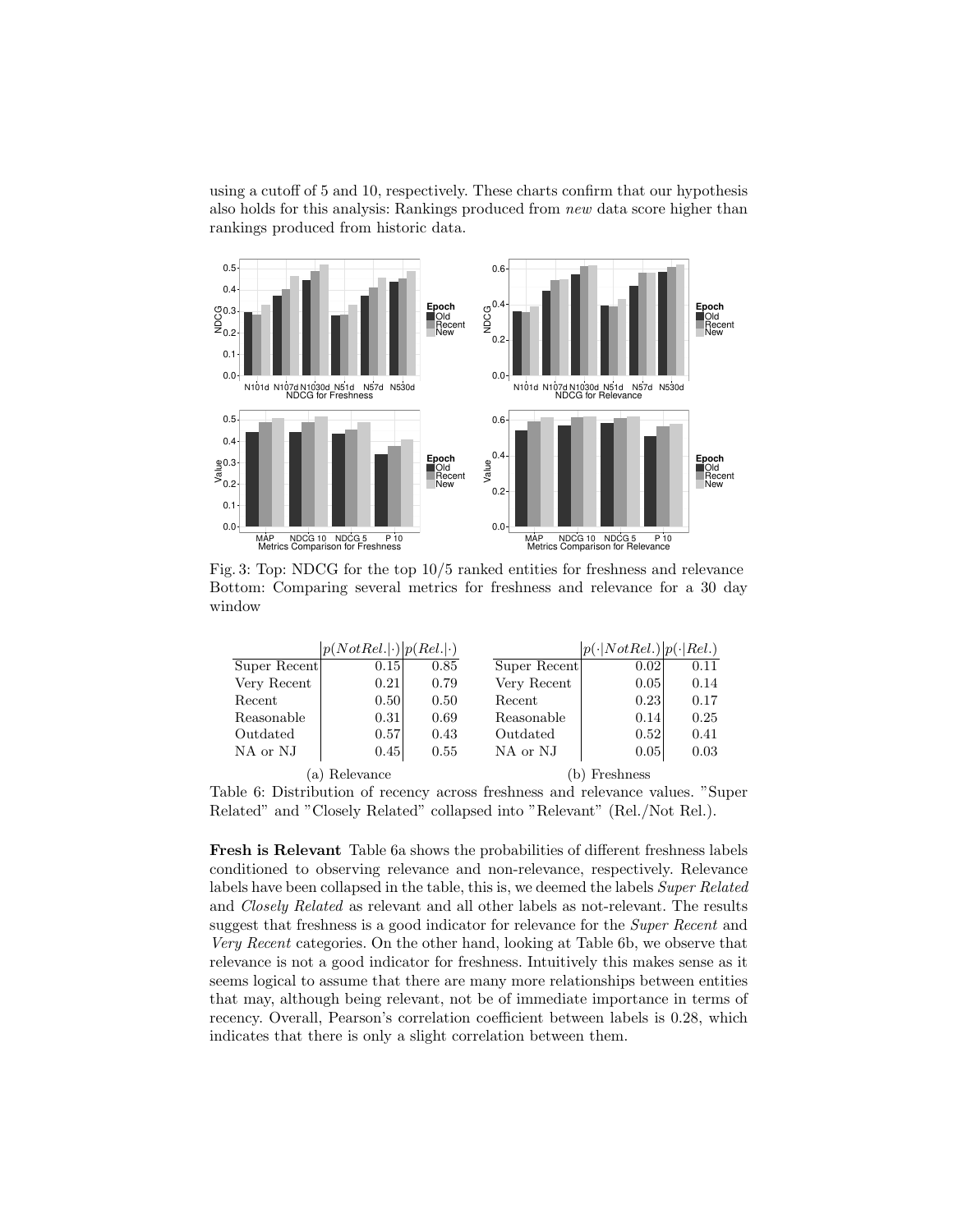using a cutoff of 5 and 10, respectively. These charts confirm that our hypothesis also holds for this analysis: Rankings produced from *new* data score higher than rankings produced from historic data.

Fig. 3: Top: NDCG for the top 10/5 ranked entities for freshness and relevance Bottom: Comparing several metrics for freshness and relevance for a 30 day window

(a) Relevance

| | $p(NotRel.\|\cdot)$ | $p(Rel.\|\cdot)$ |
|---|---|---|
| Super Recent | 0.15 | 0.85 |
| Very Recent | 0.21 | 0.79 |
| Recent | 0.50 | 0.50 |
| Reasonable | 0.31 | 0.69 |
| Outdated | 0.57 | 0.43 |
| NA or NJ | 0.45 | 0.55 |

(b) Freshness

| | $p(\cdot\|NotRel.)$ | $p(\cdot\|Rel.)$ |
|---|---|---|
| Super Recent | 0.02 | 0.11 |
| Very Recent | 0.05 | 0.14 |
| Recent | 0.23 | 0.17 |
| Reasonable | 0.14 | 0.25 |
| Outdated | 0.52 | 0.41 |
| NA or NJ | 0.05 | 0.03 |

Table 6: Distribution of recency across freshness and relevance values. "Super Related" and "Closely Related" collapsed into "Relevant" (Rel./Not Rel.).

**Fresh is Relevant** Table 6a shows the probabilities of different freshness labels conditioned to observing relevance and non-relevance, respectively. Relevance labels have been collapsed in the table, this is, we deemed the labels *Super Related* and *Closely Related* as relevant and all other labels as not-relevant. The results suggest that freshness is a good indicator for relevance for the *Super Recent* and *Very Recent* categories. On the other hand, looking at Table 6b, we observe that relevance is not a good indicator for freshness. Intuitively this makes sense as it seems logical to assume that there are many more relationships between entities that may, although being relevant, not be of immediate importance in terms of recency. Overall, Pearson's correlation coefficient between labels is 0.28, which indicates that there is only a slight correlation between them.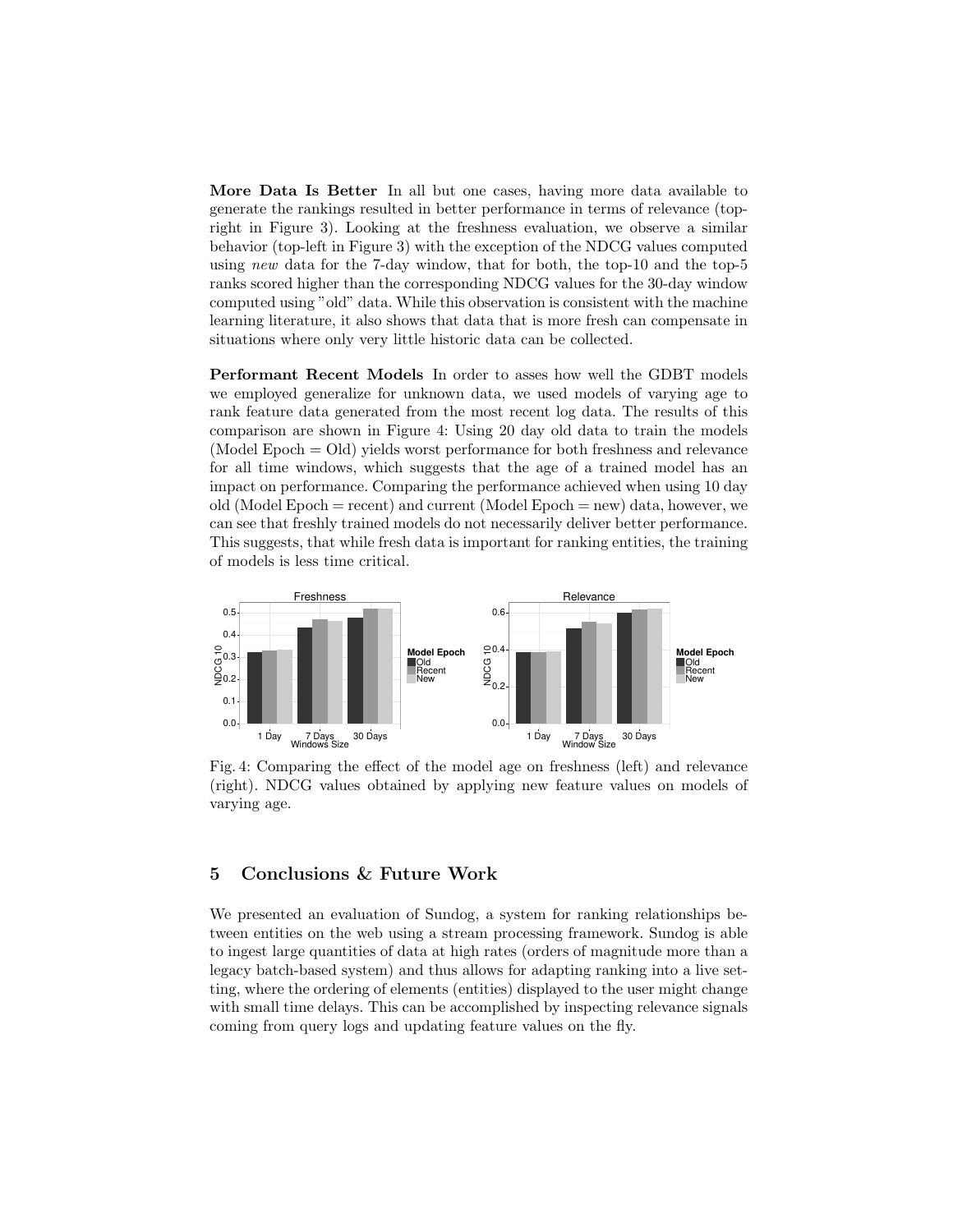**More Data Is Better** In all but one cases, having more data available to generate the rankings resulted in better performance in terms of relevance (top-right in Figure 3). Looking at the freshness evaluation, we observe a similar behavior (top-left in Figure 3) with the exception of the NDCG values computed using *new* data for the 7-day window, that for both, the top-10 and the top-5 ranks scored higher than the corresponding NDCG values for the 30-day window computed using "old" data. While this observation is consistent with the machine learning literature, it also shows that data that is more fresh can compensate in situations where only very little historic data can be collected.

**Performant Recent Models** In order to asses how well the GDBT models we employed generalize for unknown data, we used models of varying age to rank feature data generated from the most recent log data. The results of this comparison are shown in Figure 4: Using 20 day old data to train the models (Model Epoch = Old) yields worst performance for both freshness and relevance for all time windows, which suggests that the age of a trained model has an impact on performance. Comparing the performance achieved when using 10 day old (Model Epoch = recent) and current (Model Epoch = new) data, however, we can see that freshly trained models do not necessarily deliver better performance. This suggests, that while fresh data is important for ranking entities, the training of models is less time critical.

Fig. 4: Comparing the effect of the model age on freshness (left) and relevance (right). NDCG values obtained by applying new feature values on models of varying age.

## 5 Conclusions & Future Work

We presented an evaluation of Sundog, a system for ranking relationships between entities on the web using a stream processing framework. Sundog is able to ingest large quantities of data at high rates (orders of magnitude more than a legacy batch-based system) and thus allows for adapting ranking into a live setting, where the ordering of elements (entities) displayed to the user might change with small time delays. This can be accomplished by inspecting relevance signals coming from query logs and updating feature values on the fly.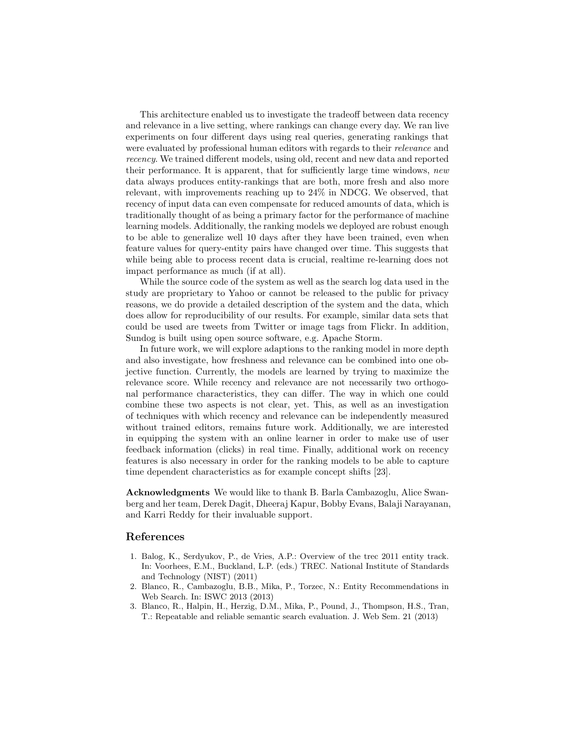This architecture enabled us to investigate the tradeoff between data recency and relevance in a live setting, where rankings can change every day. We ran live experiments on four different days using real queries, generating rankings that were evaluated by professional human editors with regards to their *relevance* and *recency*. We trained different models, using old, recent and new data and reported their performance. It is apparent, that for sufficiently large time windows, *new* data always produces entity-rankings that are both, more fresh and also more relevant, with improvements reaching up to 24% in NDCG. We observed, that recency of input data can even compensate for reduced amounts of data, which is traditionally thought of as being a primary factor for the performance of machine learning models. Additionally, the ranking models we deployed are robust enough to be able to generalize well 10 days after they have been trained, even when feature values for query-entity pairs have changed over time. This suggests that while being able to process recent data is crucial, realtime re-learning does not impact performance as much (if at all).

While the source code of the system as well as the search log data used in the study are proprietary to Yahoo or cannot be released to the public for privacy reasons, we do provide a detailed description of the system and the data, which does allow for reproducibility of our results. For example, similar data sets that could be used are tweets from Twitter or image tags from Flickr. In addition, Sundog is built using open source software, e.g. Apache Storm.

In future work, we will explore adaptions to the ranking model in more depth and also investigate, how freshness and relevance can be combined into one objective function. Currently, the models are learned by trying to maximize the relevance score. While recency and relevance are not necessarily two orthogonal performance characteristics, they can differ. The way in which one could combine these two aspects is not clear, yet. This, as well as an investigation of techniques with which recency and relevance can be independently measured without trained editors, remains future work. Additionally, we are interested in equipping the system with an online learner in order to make use of user feedback information (clicks) in real time. Finally, additional work on recency features is also necessary in order for the ranking models to be able to capture time dependent characteristics as for example concept shifts [23].

**Acknowledgments** We would like to thank B. Barla Cambazoglu, Alice Swanberg and her team, Derek Dagit, Dheeraj Kapur, Bobby Evans, Balaji Narayanan, and Karri Reddy for their invaluable support.

## References

1. Balog, K., Serdyukov, P., de Vries, A.P.: Overview of the trec 2011 entity track. In: Voorhees, E.M., Buckland, L.P. (eds.) TREC. National Institute of Standards and Technology (NIST) (2011)
2. Blanco, R., Cambazoglu, B.B., Mika, P., Torzec, N.: Entity Recommendations in Web Search. In: ISWC 2013 (2013)
3. Blanco, R., Halpin, H., Herzig, D.M., Mika, P., Pound, J., Thompson, H.S., Tran, T.: Repeatable and reliable semantic search evaluation. J. Web Sem. 21 (2013)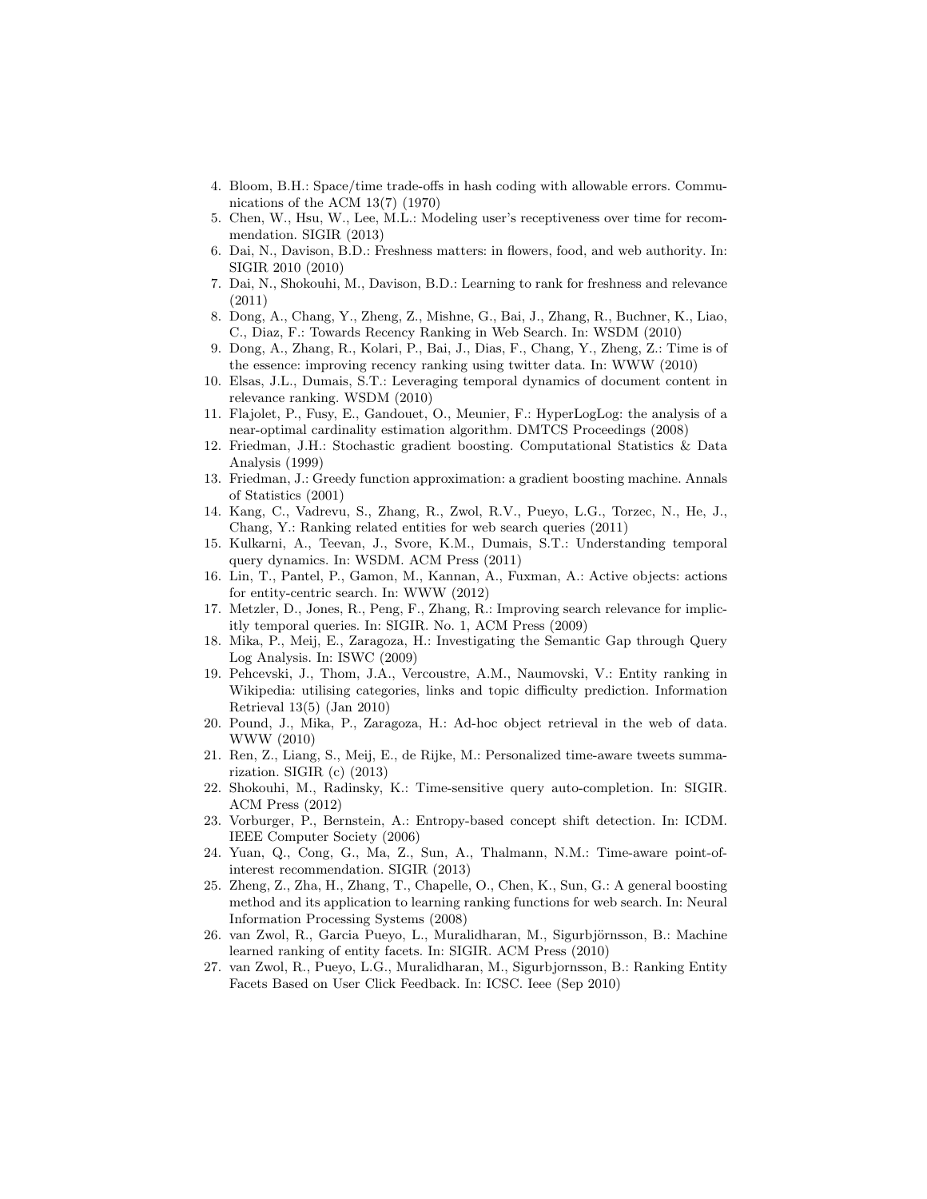4. Bloom, B.H.: Space/time trade-offs in hash coding with allowable errors. Communications of the ACM 13(7) (1970)
5. Chen, W., Hsu, W., Lee, M.L.: Modeling user's receptiveness over time for recommendation. SIGIR (2013)
6. Dai, N., Davison, B.D.: Freshness matters: in flowers, food, and web authority. In: SIGIR 2010 (2010)
7. Dai, N., Shokouhi, M., Davison, B.D.: Learning to rank for freshness and relevance (2011)
8. Dong, A., Chang, Y., Zheng, Z., Mishne, G., Bai, J., Zhang, R., Buchner, K., Liao, C., Diaz, F.: Towards Recency Ranking in Web Search. In: WSDM (2010)
9. Dong, A., Zhang, R., Kolari, P., Bai, J., Dias, F., Chang, Y., Zheng, Z.: Time is of the essence: improving recency ranking using twitter data. In: WWW (2010)
10. Elsas, J.L., Dumais, S.T.: Leveraging temporal dynamics of document content in relevance ranking. WSDM (2010)
11. Flajolet, P., Fusy, E., Gandouet, O., Meunier, F.: HyperLogLog: the analysis of a near-optimal cardinality estimation algorithm. DMTCS Proceedings (2008)
12. Friedman, J.H.: Stochastic gradient boosting. Computational Statistics & Data Analysis (1999)
13. Friedman, J.: Greedy function approximation: a gradient boosting machine. Annals of Statistics (2001)
14. Kang, C., Vadrevu, S., Zhang, R., Zwol, R.V., Pueyo, L.G., Torzec, N., He, J., Chang, Y.: Ranking related entities for web search queries (2011)
15. Kulkarni, A., Teevan, J., Svore, K.M., Dumais, S.T.: Understanding temporal query dynamics. In: WSDM. ACM Press (2011)
16. Lin, T., Pantel, P., Gamon, M., Kannan, A., Fuxman, A.: Active objects: actions for entity-centric search. In: WWW (2012)
17. Metzler, D., Jones, R., Peng, F., Zhang, R.: Improving search relevance for implicitly temporal queries. In: SIGIR. No. 1, ACM Press (2009)
18. Mika, P., Meij, E., Zaragoza, H.: Investigating the Semantic Gap through Query Log Analysis. In: ISWC (2009)
19. Pehcevski, J., Thom, J.A., Vercoustre, A.M., Naumovski, V.: Entity ranking in Wikipedia: utilising categories, links and topic difficulty prediction. Information Retrieval 13(5) (Jan 2010)
20. Pound, J., Mika, P., Zaragoza, H.: Ad-hoc object retrieval in the web of data. WWW (2010)
21. Ren, Z., Liang, S., Meij, E., de Rijke, M.: Personalized time-aware tweets summarization. SIGIR (c) (2013)
22. Shokouhi, M., Radinsky, K.: Time-sensitive query auto-completion. In: SIGIR. ACM Press (2012)
23. Vorburger, P., Bernstein, A.: Entropy-based concept shift detection. In: ICDM. IEEE Computer Society (2006)
24. Yuan, Q., Cong, G., Ma, Z., Sun, A., Thalmann, N.M.: Time-aware point-of-interest recommendation. SIGIR (2013)
25. Zheng, Z., Zha, H., Zhang, T., Chapelle, O., Chen, K., Sun, G.: A general boosting method and its application to learning ranking functions for web search. In: Neural Information Processing Systems (2008)
26. van Zwol, R., Garcia Pueyo, L., Muralidharan, M., Sigurbjörnsson, B.: Machine learned ranking of entity facets. In: SIGIR. ACM Press (2010)
27. van Zwol, R., Pueyo, L.G., Muralidharan, M., Sigurbjornsson, B.: Ranking Entity Facets Based on User Click Feedback. In: ICSC. Ieee (Sep 2010)